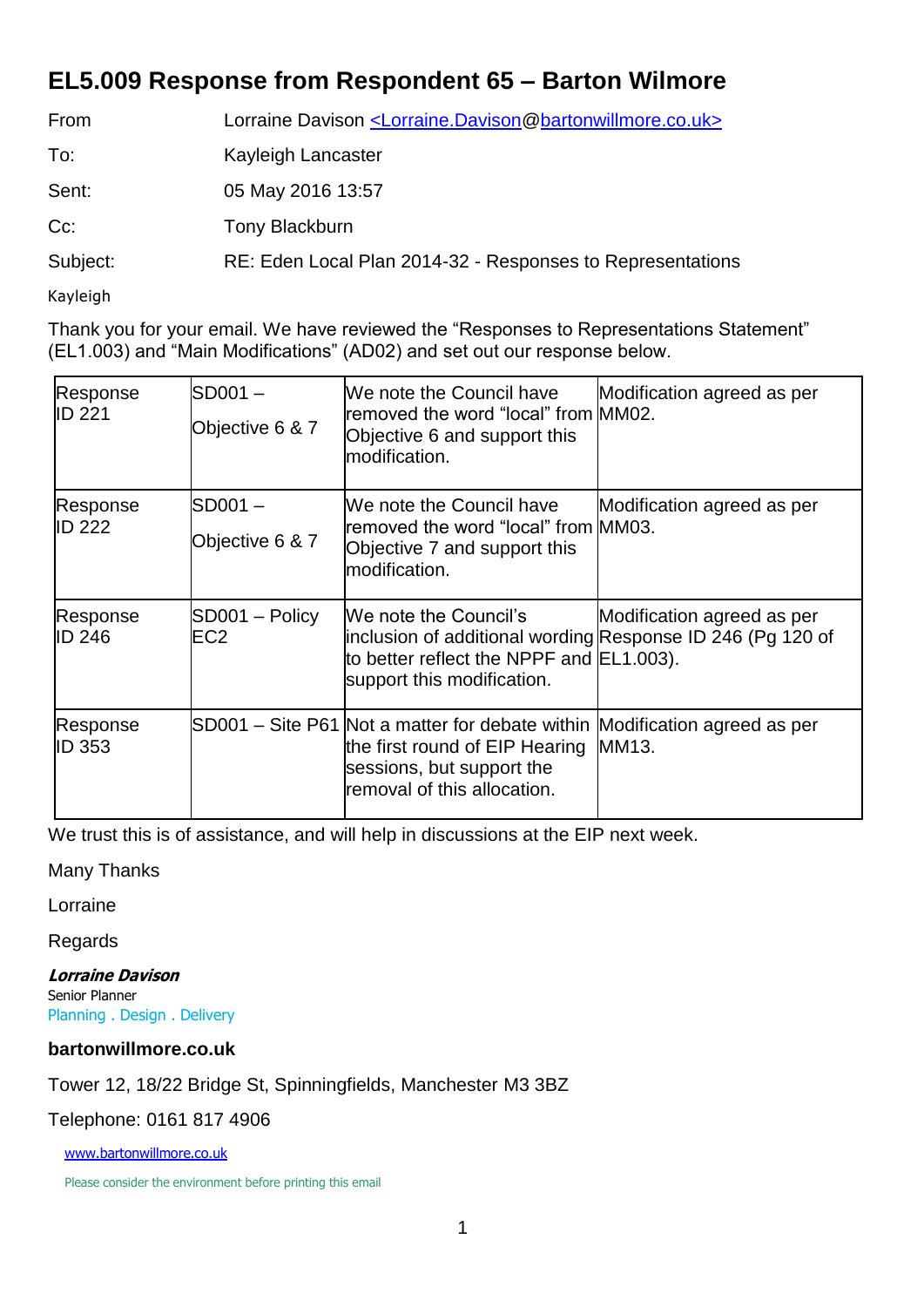# EL5.009 Response from Respondent 65 – Barton Wilmore

From: Lorraine Davison <Lorraine.Davison@bartonwillmore.co.uk>

To: Kayleigh Lancaster

Sent: 05 May 2016 13:57

Cc: Tony Blackburn

Subject: RE: Eden Local Plan 2014-32 - Responses to Representations

Kayleigh

Thank you for your email. We have reviewed the "Responses to Representations Statement" (EL1.003) and "Main Modifications" (AD02) and set out our response below.

| | | | |
|---|---|---|---|
| Response ID 221 | SD001 – Objective 6 & 7 | We note the Council have removed the word "local" from Objective 6 and support this modification. | Modification agreed as per MM02. |
| Response ID 222 | SD001 – Objective 6 & 7 | We note the Council have removed the word "local" from Objective 7 and support this modification. | Modification agreed as per MM03. |
| Response ID 246 | SD001 – Policy EC2 | We note the Council's inclusion of additional wording to better reflect the NPPF and support this modification. | Modification agreed as per Response ID 246 (Pg 120 of EL1.003). |
| Response ID 353 | SD001 – Site P61 | Not a matter for debate within the first round of EIP Hearing sessions, but support the removal of this allocation. | Modification agreed as per MM13. |

We trust this is of assistance, and will help in discussions at the EIP next week.

Many Thanks

Lorraine

Regards

***Lorraine Davison***
Senior Planner
Planning . Design . Delivery

**bartonwillmore.co.uk**

Tower 12, 18/22 Bridge St, Spinningfields, Manchester M3 3BZ

Telephone: 0161 817 4906

www.bartonwillmore.co.uk

Please consider the environment before printing this email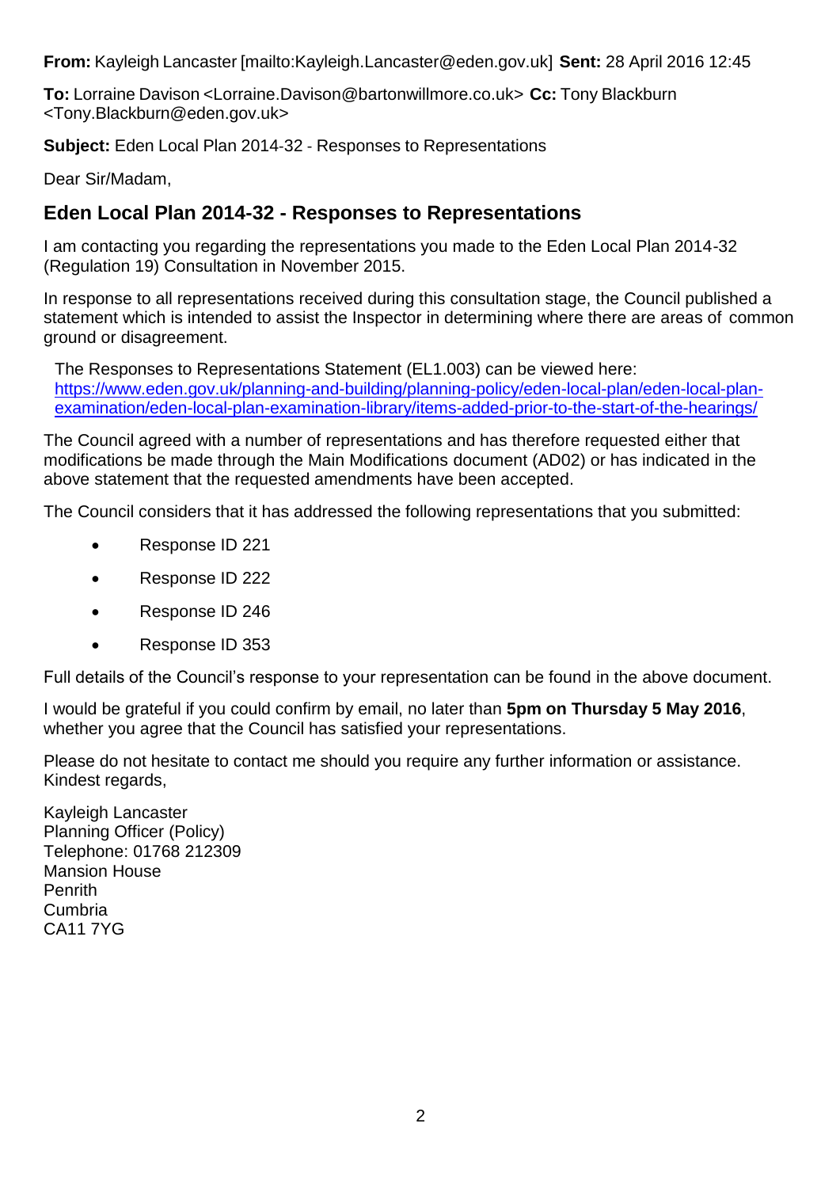**From:** Kayleigh Lancaster [mailto:Kayleigh.Lancaster@eden.gov.uk] **Sent:** 28 April 2016 12:45

**To:** Lorraine Davison <Lorraine.Davison@bartonwillmore.co.uk> **Cc:** Tony Blackburn <Tony.Blackburn@eden.gov.uk>

**Subject:** Eden Local Plan 2014-32 - Responses to Representations

Dear Sir/Madam,

## Eden Local Plan 2014-32 - Responses to Representations

I am contacting you regarding the representations you made to the Eden Local Plan 2014-32 (Regulation 19) Consultation in November 2015.

In response to all representations received during this consultation stage, the Council published a statement which is intended to assist the Inspector in determining where there are areas of common ground or disagreement.

The Responses to Representations Statement (EL1.003) can be viewed here: https://www.eden.gov.uk/planning-and-building/planning-policy/eden-local-plan/eden-local-plan-examination/eden-local-plan-examination-library/items-added-prior-to-the-start-of-the-hearings/

The Council agreed with a number of representations and has therefore requested either that modifications be made through the Main Modifications document (AD02) or has indicated in the above statement that the requested amendments have been accepted.

The Council considers that it has addressed the following representations that you submitted:

- Response ID 221
- Response ID 222
- Response ID 246
- Response ID 353

Full details of the Council's response to your representation can be found in the above document.

I would be grateful if you could confirm by email, no later than **5pm on Thursday 5 May 2016**, whether you agree that the Council has satisfied your representations.

Please do not hesitate to contact me should you require any further information or assistance.
Kindest regards,

Kayleigh Lancaster
Planning Officer (Policy)
Telephone: 01768 212309
Mansion House
Penrith
Cumbria
CA11 7YG